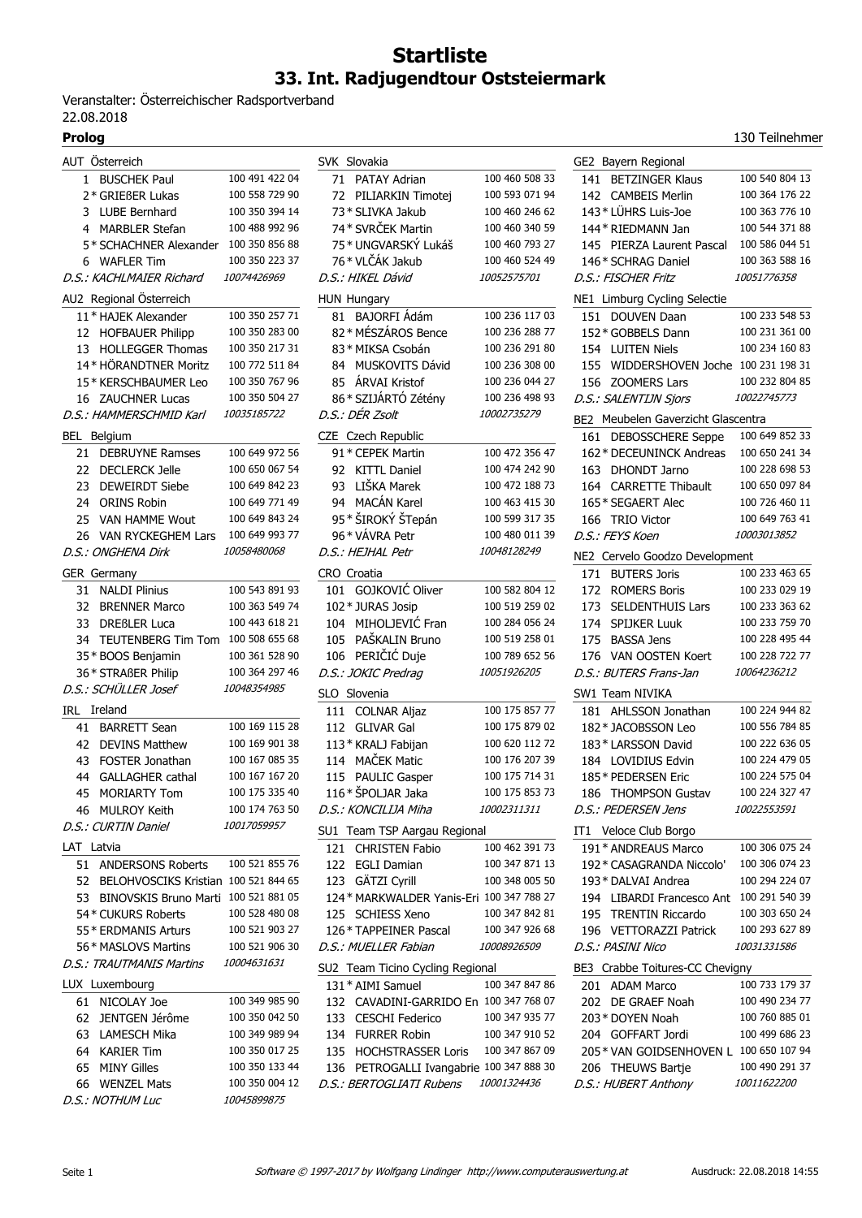# Startliste

## 33. Int. Radjugendtour Oststeiermark

Veranstalter: Österreichischer Radsportverband
22.08.2018

**Prolog** — 130 Teilnehmer

### AUT Österreich

| Nr. | Name | Lizenz |
|---|---|---|
| 1 | BUSCHEK Paul | 100 491 422 04 |
| 2 * | GRIEßER Lukas | 100 558 729 90 |
| 3 | LUBE Bernhard | 100 350 394 14 |
| 4 | MARBLER Stefan | 100 488 992 96 |
| 5 * | SCHACHNER Alexander | 100 350 856 88 |
| 6 | WAFLER Tim | 100 350 223 37 |
| | *D.S.: KACHLMAIER Richard* | *10074426969* |

### AU2 Regional Österreich

| Nr. | Name | Lizenz |
|---|---|---|
| 11 * | HAJEK Alexander | 100 350 257 71 |
| 12 | HOFBAUER Philipp | 100 350 283 00 |
| 13 | HOLLEGGER Thomas | 100 350 217 31 |
| 14 * | HÖRANDTNER Moritz | 100 772 511 84 |
| 15 * | KERSCHBAUMER Leo | 100 350 767 96 |
| 16 | ZAUCHNER Lucas | 100 350 504 27 |
| | *D.S.: HAMMERSCHMID Karl* | *10035185722* |

### BEL Belgium

| Nr. | Name | Lizenz |
|---|---|---|
| 21 | DEBRUYNE Ramses | 100 649 972 56 |
| 22 | DECLERCK Jelle | 100 650 067 54 |
| 23 | DEWEIRDT Siebe | 100 649 842 23 |
| 24 | ORINS Robin | 100 649 771 49 |
| 25 | VAN HAMME Wout | 100 649 843 24 |
| 26 | VAN RYCKEGHEM Lars | 100 649 993 77 |
| | *D.S.: ONGHENA Dirk* | *10058480068* |

### GER Germany

| Nr. | Name | Lizenz |
|---|---|---|
| 31 | NALDI Plinius | 100 543 891 93 |
| 32 | BRENNER Marco | 100 363 549 74 |
| 33 | DREßLER Luca | 100 443 618 21 |
| 34 | TEUTENBERG Tim Tom | 100 508 655 68 |
| 35 * | BOOS Benjamin | 100 361 528 90 |
| 36 * | STRAßER Philip | 100 364 297 46 |
| | *D.S.: SCHÜLLER Josef* | *10048354985* |

### IRL Ireland

| Nr. | Name | Lizenz |
|---|---|---|
| 41 | BARRETT Sean | 100 169 115 28 |
| 42 | DEVINS Matthew | 100 169 901 38 |
| 43 | FOSTER Jonathan | 100 167 085 35 |
| 44 | GALLAGHER cathal | 100 167 167 20 |
| 45 | MORIARTY Tom | 100 175 335 40 |
| 46 | MULROY Keith | 100 174 763 50 |
| | *D.S.: CURTIN Daniel* | *10017059957* |

### LAT Latvia

| Nr. | Name | Lizenz |
|---|---|---|
| 51 | ANDERSONS Roberts | 100 521 855 76 |
| 52 | BELOHVOSCIKS Kristian | 100 521 844 65 |
| 53 | BINOVSKIS Bruno Marti | 100 521 881 05 |
| 54 * | CUKURS Roberts | 100 528 480 08 |
| 55 * | ERDMANIS Arturs | 100 521 903 27 |
| 56 * | MASLOVS Martins | 100 521 906 30 |
| | *D.S.: TRAUTMANIS Martins* | *10004631631* |

### LUX Luxembourg

| Nr. | Name | Lizenz |
|---|---|---|
| 61 | NICOLAY Joe | 100 349 985 90 |
| 62 | JENTGEN Jérôme | 100 350 042 50 |
| 63 | LAMESCH Mika | 100 349 989 94 |
| 64 | KARIER Tim | 100 350 017 25 |
| 65 | MINY Gilles | 100 350 133 44 |
| 66 | WENZEL Mats | 100 350 004 12 |
| | *D.S.: NOTHUM Luc* | *10045899875* |

### SVK Slovakia

| Nr. | Name | Lizenz |
|---|---|---|
| 71 | PATAY Adrian | 100 460 508 33 |
| 72 | PILIARKIN Timotej | 100 593 071 94 |
| 73 * | SLIVKA Jakub | 100 460 246 62 |
| 74 * | SVRČEK Martin | 100 460 340 59 |
| 75 * | UNGVARSKÝ Lukáš | 100 460 793 27 |
| 76 * | VLČÁK Jakub | 100 460 524 49 |
| | *D.S.: HIKEL Dávid* | *10052575701* |

### HUN Hungary

| Nr. | Name | Lizenz |
|---|---|---|
| 81 | BAJORFI Ádám | 100 236 117 03 |
| 82 * | MÉSZÁROS Bence | 100 236 288 77 |
| 83 * | MIKSA Csobán | 100 236 291 80 |
| 84 | MUSKOVITS Dávid | 100 236 308 00 |
| 85 | ÁRVAI Kristof | 100 236 044 27 |
| 86 * | SZIJÁRTÓ Zétény | 100 236 498 93 |
| | *D.S.: DÉR Zsolt* | *10002735279* |

### CZE Czech Republic

| Nr. | Name | Lizenz |
|---|---|---|
| 91 * | CEPEK Martin | 100 472 356 47 |
| 92 | KITTL Daniel | 100 474 242 90 |
| 93 | LIŠKA Marek | 100 472 188 73 |
| 94 | MACÁN Karel | 100 463 415 30 |
| 95 * | ŠIROKÝ ŠTepán | 100 599 317 35 |
| 96 * | VÁVRA Petr | 100 480 011 39 |
| | *D.S.: HEJHAL Petr* | *10048128249* |

### CRO Croatia

| Nr. | Name | Lizenz |
|---|---|---|
| 101 | GOJKOVIĆ Oliver | 100 582 804 12 |
| 102 * | JURAS Josip | 100 519 259 02 |
| 104 | MIHOLJEVIĆ Fran | 100 284 056 24 |
| 105 | PAŠKALIN Bruno | 100 519 258 01 |
| 106 | PERIČIĆ Duje | 100 789 652 56 |
| | *D.S.: JOKIC Predrag* | *10051926205* |

### SLO Slovenia

| Nr. | Name | Lizenz |
|---|---|---|
| 111 | COLNAR Aljaz | 100 175 857 77 |
| 112 | GLIVAR Gal | 100 175 879 02 |
| 113 * | KRALJ Fabijan | 100 620 112 72 |
| 114 | MAČEK Matic | 100 176 207 39 |
| 115 | PAULIC Gasper | 100 175 714 31 |
| 116 * | ŠPOLJAR Jaka | 100 175 853 73 |
| | *D.S.: KONCILIJA Miha* | *10002311311* |

### SU1 Team TSP Aargau Regional

| Nr. | Name | Lizenz |
|---|---|---|
| 121 | CHRISTEN Fabio | 100 462 391 73 |
| 122 | EGLI Damian | 100 347 871 13 |
| 123 | GÄTZI Cyrill | 100 348 005 50 |
| 124 * | MARKWALDER Yanis-Eri | 100 347 788 27 |
| 125 | SCHIESS Xeno | 100 347 842 81 |
| 126 * | TAPPEINER Pascal | 100 347 926 68 |
| | *D.S.: MUELLER Fabian* | *10008926509* |

### SU2 Team Ticino Cycling Regional

| Nr. | Name | Lizenz |
|---|---|---|
| 131 * | AIMI Samuel | 100 347 847 86 |
| 132 | CAVADINI-GARRIDO En | 100 347 768 07 |
| 133 | CESCHI Federico | 100 347 935 77 |
| 134 | FURRER Robin | 100 347 910 52 |
| 135 | HOCHSTRASSER Loris | 100 347 867 09 |
| 136 | PETROGALLI Ivangabrie | 100 347 888 30 |
| | *D.S.: BERTOGLIATI Rubens* | *10001324436* |

### GE2 Bayern Regional

| Nr. | Name | Lizenz |
|---|---|---|
| 141 | BETZINGER Klaus | 100 540 804 13 |
| 142 | CAMBEIS Merlin | 100 364 176 22 |
| 143 * | LÜHRS Luis-Joe | 100 363 776 10 |
| 144 * | RIEDMANN Jan | 100 544 371 88 |
| 145 | PIERZA Laurent Pascal | 100 586 044 51 |
| 146 * | SCHRAG Daniel | 100 363 588 16 |
| | *D.S.: FISCHER Fritz* | *10051776358* |

### NE1 Limburg Cycling Selectie

| Nr. | Name | Lizenz |
|---|---|---|
| 151 | DOUVEN Daan | 100 233 548 53 |
| 152 * | GOBBELS Dann | 100 231 361 00 |
| 154 | LUITEN Niels | 100 234 160 83 |
| 155 | WIDDERSHOVEN Joche | 100 231 198 31 |
| 156 | ZOOMERS Lars | 100 232 804 85 |
| | *D.S.: SALENTIJN Sjors* | *10022745773* |

### BE2 Meubelen Gaverzicht Glascentra

| Nr. | Name | Lizenz |
|---|---|---|
| 161 | DEBOSSCHERE Seppe | 100 649 852 33 |
| 162 * | DECEUNINCK Andreas | 100 650 241 34 |
| 163 | DHONDT Jarno | 100 228 698 53 |
| 164 | CARRETTE Thibault | 100 650 097 84 |
| 165 * | SEGAERT Alec | 100 726 460 11 |
| 166 | TRIO Victor | 100 649 763 41 |
| | *D.S.: FEYS Koen* | *10003013852* |

### NE2 Cervelo Goodzo Development

| Nr. | Name | Lizenz |
|---|---|---|
| 171 | BUTERS Joris | 100 233 463 65 |
| 172 | ROMERS Boris | 100 233 029 19 |
| 173 | SELDENTHUIS Lars | 100 233 363 62 |
| 174 | SPIJKER Luuk | 100 233 759 70 |
| 175 | BASSA Jens | 100 228 495 44 |
| 176 | VAN OOSTEN Koert | 100 228 722 77 |
| | *D.S.: BUTERS Frans-Jan* | *10064236212* |

### SW1 Team NIVIKA

| Nr. | Name | Lizenz |
|---|---|---|
| 181 | AHLSSON Jonathan | 100 224 944 82 |
| 182 * | JACOBSSON Leo | 100 556 784 85 |
| 183 * | LARSSON David | 100 222 636 05 |
| 184 | LOVIDIUS Edvin | 100 224 479 05 |
| 185 * | PEDERSEN Eric | 100 224 575 04 |
| 186 | THOMPSON Gustav | 100 224 327 47 |
| | *D.S.: PEDERSEN Jens* | *10022553591* |

### IT1 Veloce Club Borgo

| Nr. | Name | Lizenz |
|---|---|---|
| 191 * | ANDREAUS Marco | 100 306 075 24 |
| 192 * | CASAGRANDA Niccolo' | 100 306 074 23 |
| 193 * | DALVAI Andrea | 100 294 224 07 |
| 194 | LIBARDI Francesco Ant | 100 291 540 39 |
| 195 | TRENTIN Riccardo | 100 303 650 24 |
| 196 | VETTORAZZI Patrick | 100 293 627 89 |
| | *D.S.: PASINI Nico* | *10031331586* |

### BE3 Crabbe Toitures-CC Chevigny

| Nr. | Name | Lizenz |
|---|---|---|
| 201 | ADAM Marco | 100 733 179 37 |
| 202 | DE GRAEF Noah | 100 490 234 77 |
| 203 * | DOYEN Noah | 100 760 885 01 |
| 204 | GOFFART Jordi | 100 499 686 23 |
| 205 * | VAN GOIDSENHOVEN L | 100 650 107 94 |
| 206 | THEUWS Bartje | 100 490 291 37 |
| | *D.S.: HUBERT Anthony* | *10011622200* |

*Software © 1997-2017 by Wolfgang Lindinger http://www.computerauswertung.at* — Ausdruck: 22.08.2018 14:55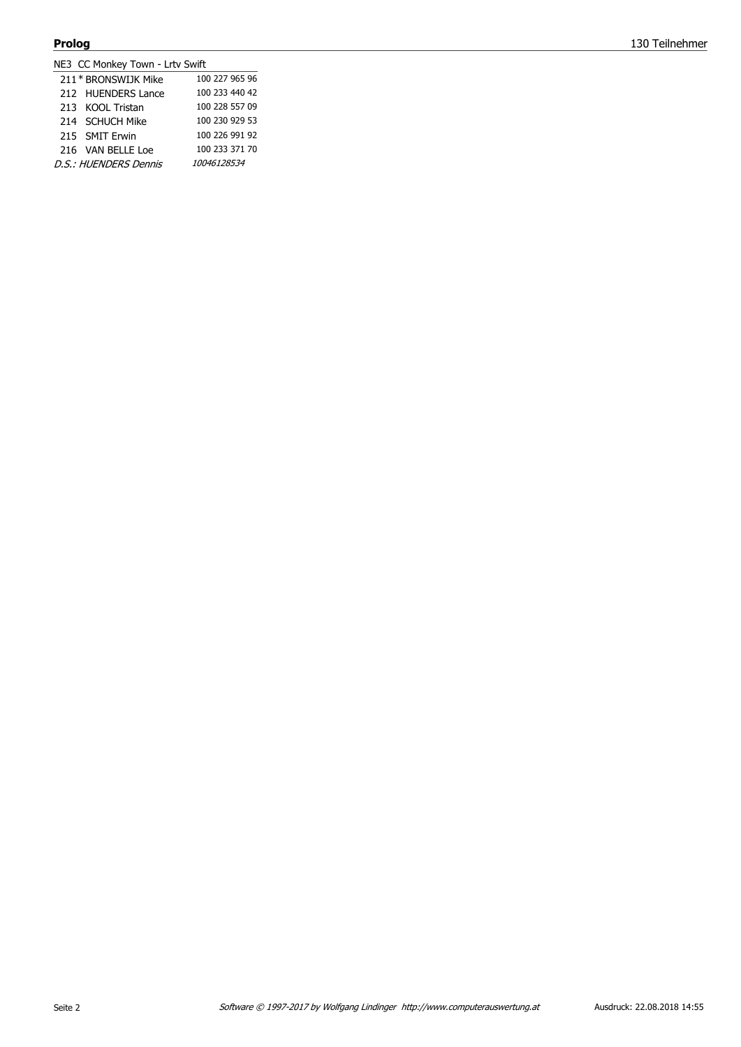NE3 CC Monkey Town - Lrtv Swift

| | | |
|---|---|---|
| 211 | * BRONSWIJK Mike | 100 227 965 96 |
| 212 | HUENDERS Lance | 100 233 440 42 |
| 213 | KOOL Tristan | 100 228 557 09 |
| 214 | SCHUCH Mike | 100 230 929 53 |
| 215 | SMIT Erwin | 100 226 991 92 |
| 216 | VAN BELLE Loe | 100 233 371 70 |

*D.S.: HUENDERS Dennis* *10046128534*